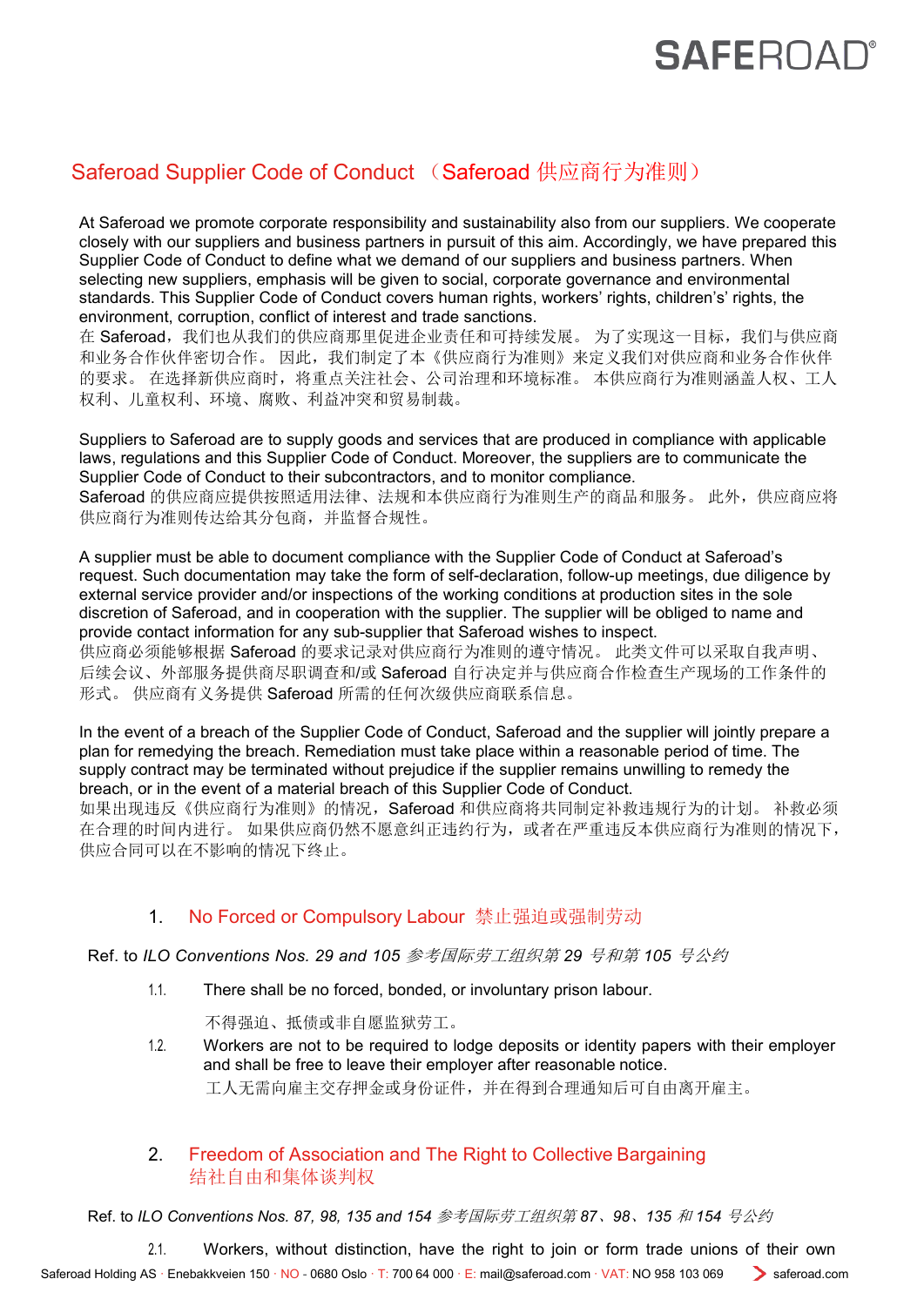# Saferoad Supplier Code of Conduct （Saferoad 供应商行为准则）

At Saferoad we promote corporate responsibility and sustainability also from our suppliers. We cooperate closely with our suppliers and business partners in pursuit of this aim. Accordingly, we have prepared this Supplier Code of Conduct to define what we demand of our suppliers and business partners. When selecting new suppliers, emphasis will be given to social, corporate governance and environmental standards. This Supplier Code of Conduct covers human rights, workers' rights, children's' rights, the environment, corruption, conflict of interest and trade sanctions.
在 Saferoad，我们也从我们的供应商那里促进企业责任和可持续发展。 为了实现这一目标，我们与供应商和业务合作伙伴密切合作。 因此，我们制定了本《供应商行为准则》来定义我们对供应商和业务合作伙伴的要求。 在选择新供应商时，将重点关注社会、公司治理和环境标准。 本供应商行为准则涵盖人权、工人权利、儿童权利、环境、腐败、利益冲突和贸易制裁。

Suppliers to Saferoad are to supply goods and services that are produced in compliance with applicable laws, regulations and this Supplier Code of Conduct. Moreover, the suppliers are to communicate the Supplier Code of Conduct to their subcontractors, and to monitor compliance.
Saferoad 的供应商应提供按照适用法律、法规和本供应商行为准则生产的商品和服务。 此外，供应商应将供应商行为准则传达给其分包商，并监督合规性。

A supplier must be able to document compliance with the Supplier Code of Conduct at Saferoad's request. Such documentation may take the form of self-declaration, follow-up meetings, due diligence by external service provider and/or inspections of the working conditions at production sites in the sole discretion of Saferoad, and in cooperation with the supplier. The supplier will be obliged to name and provide contact information for any sub-supplier that Saferoad wishes to inspect.
供应商必须能够根据 Saferoad 的要求记录对供应商行为准则的遵守情况。 此类文件可以采取自我声明、后续会议、外部服务提供商尽职调查和/或 Saferoad 自行决定并与供应商合作检查生产现场的工作条件的形式。 供应商有义务提供 Saferoad 所需的任何次级供应商联系信息。

In the event of a breach of the Supplier Code of Conduct, Saferoad and the supplier will jointly prepare a plan for remedying the breach. Remediation must take place within a reasonable period of time. The supply contract may be terminated without prejudice if the supplier remains unwilling to remedy the breach, or in the event of a material breach of this Supplier Code of Conduct.
如果出现违反《供应商行为准则》的情况，Saferoad 和供应商将共同制定补救违规行为的计划。 补救必须在合理的时间内进行。 如果供应商仍然不愿意纠正违约行为，或者在严重违反本供应商行为准则的情况下，供应合同可以在不影响的情况下终止。

## 1. No Forced or Compulsory Labour 禁止强迫或强制劳动

Ref. to *ILO Conventions Nos. 29 and 105 参考国际劳工组织第 29 号和第 105 号公约*

1.1. There shall be no forced, bonded, or involuntary prison labour.
不得强迫、抵债或非自愿监狱劳工。

1.2. Workers are not to be required to lodge deposits or identity papers with their employer and shall be free to leave their employer after reasonable notice.
工人无需向雇主交存押金或身份证件，并在得到合理通知后可自由离开雇主。

## 2. Freedom of Association and The Right to Collective Bargaining 结社自由和集体谈判权

Ref. to *ILO Conventions Nos. 87, 98, 135 and 154 参考国际劳工组织第 87、98、135 和 154 号公约*

2.1. Workers, without distinction, have the right to join or form trade unions of their own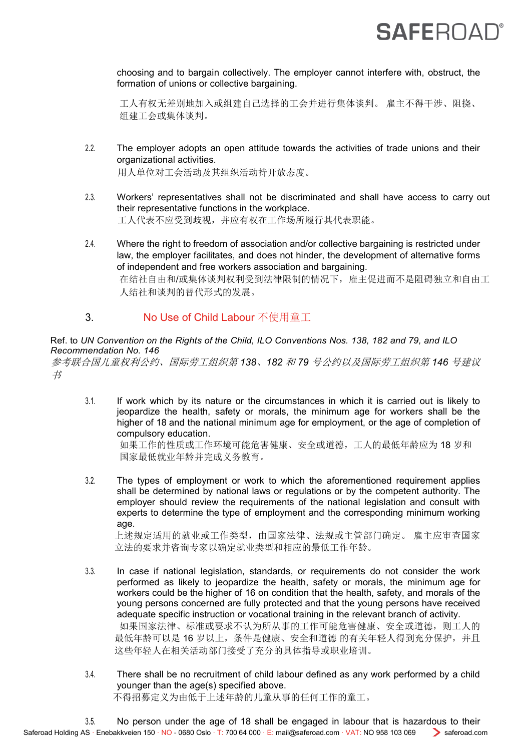choosing and to bargain collectively. The employer cannot interfere with, obstruct, the formation of unions or collective bargaining.

工人有权无差别地加入或组建自己选择的工会并进行集体谈判。 雇主不得干涉、阻挠、组建工会或集体谈判。

2.2. The employer adopts an open attitude towards the activities of trade unions and their organizational activities.
用人单位对工会活动及其组织活动持开放态度。

2.3. Workers' representatives shall not be discriminated and shall have access to carry out their representative functions in the workplace.
工人代表不应受到歧视，并应有权在工作场所履行其代表职能。

2.4. Where the right to freedom of association and/or collective bargaining is restricted under law, the employer facilitates, and does not hinder, the development of alternative forms of independent and free workers association and bargaining.
在结社自由和/或集体谈判权利受到法律限制的情况下，雇主促进而不是阻碍独立和自由工人结社和谈判的替代形式的发展。

## 3. No Use of Child Labour 不使用童工

Ref. to *UN Convention on the Rights of the Child, ILO Conventions Nos. 138, 182 and 79, and ILO Recommendation No. 146*
*参考联合国儿童权利公约、国际劳工组织第 138、182 和 79 号公约以及国际劳工组织第 146 号建议书*

3.1. If work which by its nature or the circumstances in which it is carried out is likely to jeopardize the health, safety or morals, the minimum age for workers shall be the higher of 18 and the national minimum age for employment, or the age of completion of compulsory education.
如果工作的性质或工作环境可能危害健康、安全或道德，工人的最低年龄应为 18 岁和国家最低就业年龄并完成义务教育。

3.2. The types of employment or work to which the aforementioned requirement applies shall be determined by national laws or regulations or by the competent authority. The employer should review the requirements of the national legislation and consult with experts to determine the type of employment and the corresponding minimum working age.
上述规定适用的就业或工作类型，由国家法律、法规或主管部门确定。 雇主应审查国家立法的要求并咨询专家以确定就业类型和相应的最低工作年龄。

3.3. In case if national legislation, standards, or requirements do not consider the work performed as likely to jeopardize the health, safety or morals, the minimum age for workers could be the higher of 16 on condition that the health, safety, and morals of the young persons concerned are fully protected and that the young persons have received adequate specific instruction or vocational training in the relevant branch of activity.
如果国家法律、标准或要求不认为所从事的工作可能危害健康、安全或道德，则工人的最低年龄可以是 16 岁以上，条件是健康、安全和道德 的有关年轻人得到充分保护，并且这些年轻人在相关活动部门接受了充分的具体指导或职业培训。

3.4. There shall be no recruitment of child labour defined as any work performed by a child younger than the age(s) specified above.
不得招募定义为由低于上述年龄的儿童从事的任何工作的童工。

3.5. No person under the age of 18 shall be engaged in labour that is hazardous to their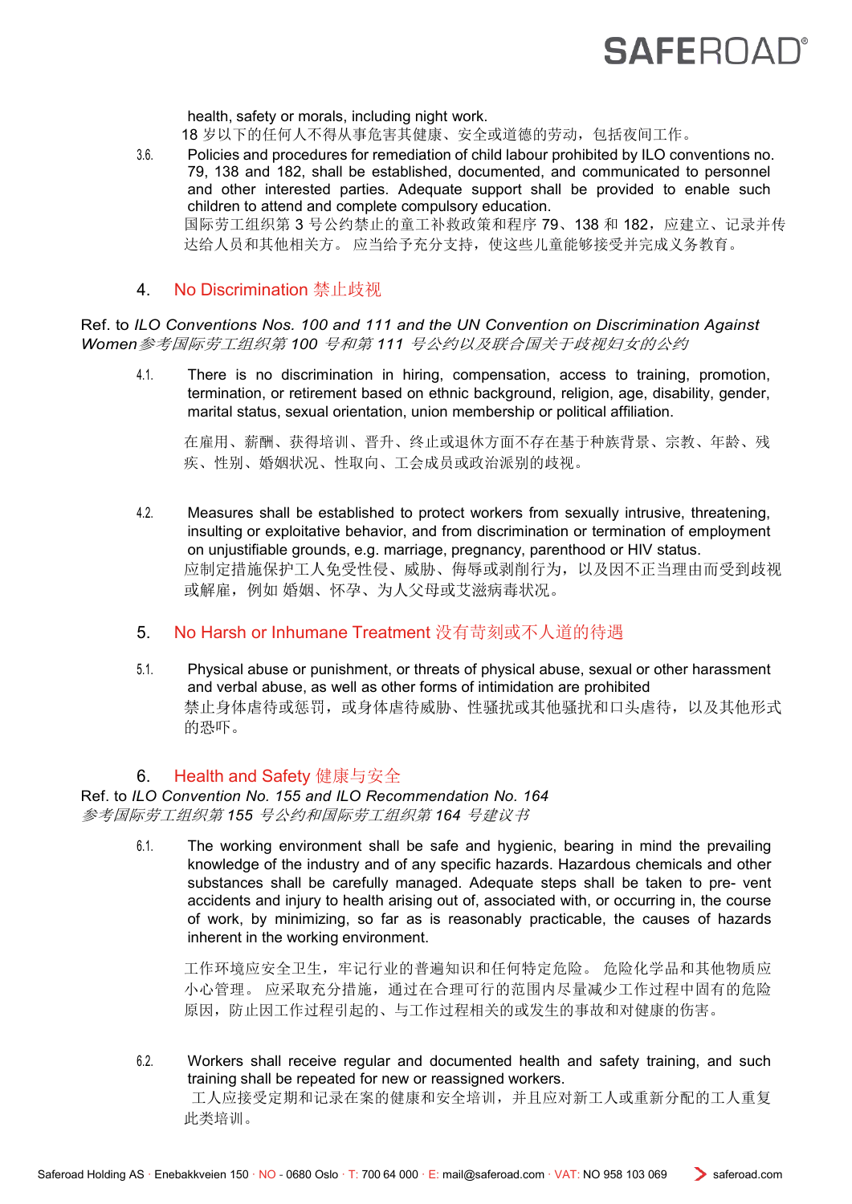health, safety or morals, including night work.
18 岁以下的任何人不得从事危害其健康、安全或道德的劳动，包括夜间工作。

3.6. Policies and procedures for remediation of child labour prohibited by ILO conventions no. 79, 138 and 182, shall be established, documented, and communicated to personnel and other interested parties. Adequate support shall be provided to enable such children to attend and complete compulsory education.
国际劳工组织第 3 号公约禁止的童工补救政策和程序 79、138 和 182，应建立、记录并传达给人员和其他相关方。 应当给予充分支持，使这些儿童能够接受并完成义务教育。

## 4. No Discrimination 禁止歧视

Ref. to *ILO Conventions Nos. 100 and 111 and the UN Convention on Discrimination Against Women 参考国际劳工组织第 100 号和第 111 号公约以及联合国关于歧视妇女的公约*

4.1. There is no discrimination in hiring, compensation, access to training, promotion, termination, or retirement based on ethnic background, religion, age, disability, gender, marital status, sexual orientation, union membership or political affiliation.

在雇用、薪酬、获得培训、晋升、终止或退休方面不存在基于种族背景、宗教、年龄、残疾、性别、婚姻状况、性取向、工会成员或政治派别的歧视。

4.2. Measures shall be established to protect workers from sexually intrusive, threatening, insulting or exploitative behavior, and from discrimination or termination of employment on unjustifiable grounds, e.g. marriage, pregnancy, parenthood or HIV status.
应制定措施保护工人免受性侵、威胁、侮辱或剥削行为，以及因不正当理由而受到歧视或解雇，例如 婚姻、怀孕、为人父母或艾滋病毒状况。

## 5. No Harsh or Inhumane Treatment 没有苛刻或不人道的待遇

5.1. Physical abuse or punishment, or threats of physical abuse, sexual or other harassment and verbal abuse, as well as other forms of intimidation are prohibited
禁止身体虐待或惩罚，或身体虐待威胁、性骚扰或其他骚扰和口头虐待，以及其他形式的恐吓。

## 6. Health and Safety 健康与安全

Ref. to *ILO Convention No. 155 and ILO Recommendation No. 164*
*参考国际劳工组织第 155 号公约和国际劳工组织第 164 号建议书*

6.1. The working environment shall be safe and hygienic, bearing in mind the prevailing knowledge of the industry and of any specific hazards. Hazardous chemicals and other substances shall be carefully managed. Adequate steps shall be taken to pre- vent accidents and injury to health arising out of, associated with, or occurring in, the course of work, by minimizing, so far as is reasonably practicable, the causes of hazards inherent in the working environment.

工作环境应安全卫生，牢记行业的普遍知识和任何特定危险。 危险化学品和其他物质应小心管理。 应采取充分措施，通过在合理可行的范围内尽量减少工作过程中固有的危险原因，防止因工作过程引起的、与工作过程相关的或发生的事故和对健康的伤害。

6.2. Workers shall receive regular and documented health and safety training, and such training shall be repeated for new or reassigned workers.
工人应接受定期和记录在案的健康和安全培训，并且应对新工人或重新分配的工人重复此类培训。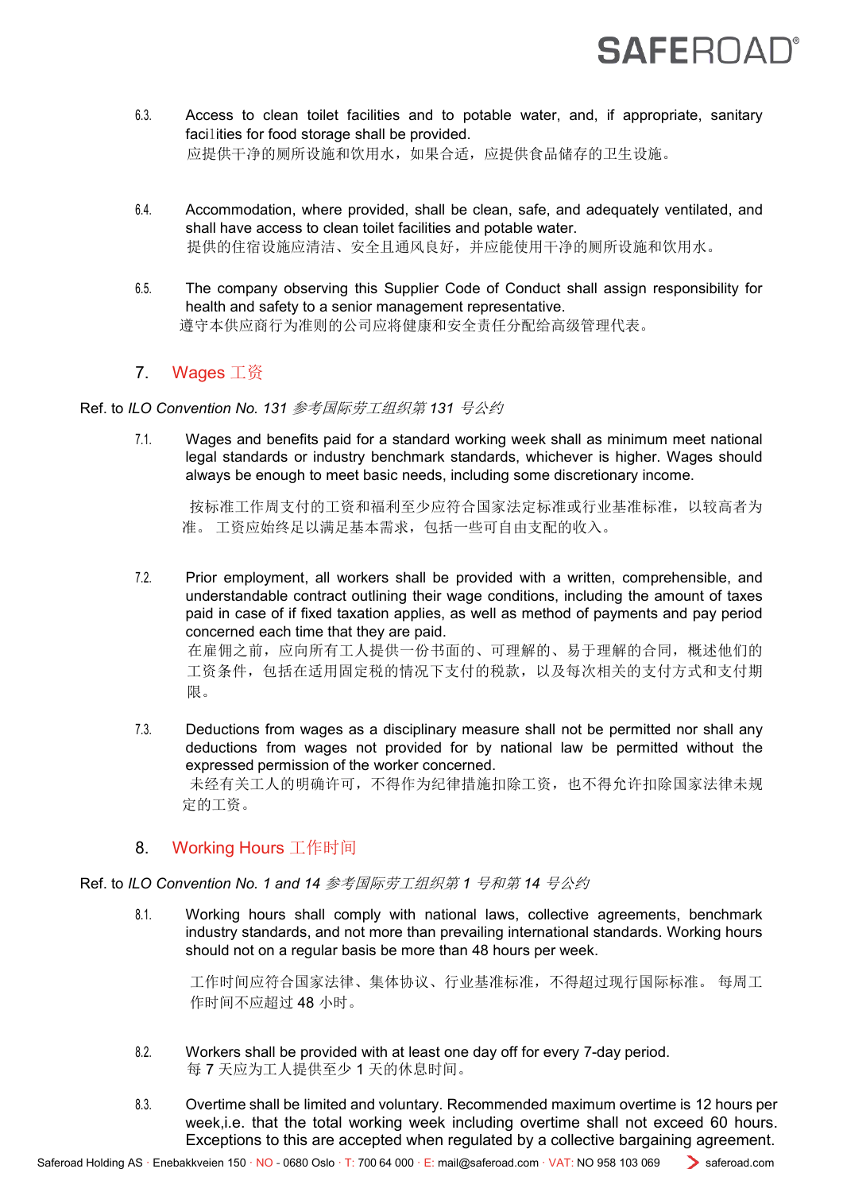6.3. Access to clean toilet facilities and to potable water, and, if appropriate, sanitary facilities for food storage shall be provided.
应提供干净的厕所设施和饮用水，如果合适，应提供食品储存的卫生设施。

6.4. Accommodation, where provided, shall be clean, safe, and adequately ventilated, and shall have access to clean toilet facilities and potable water.
提供的住宿设施应清洁、安全且通风良好，并应能使用干净的厕所设施和饮用水。

6.5. The company observing this Supplier Code of Conduct shall assign responsibility for health and safety to a senior management representative.
遵守本供应商行为准则的公司应将健康和安全责任分配给高级管理代表。

## 7. Wages 工资

Ref. to *ILO Convention No. 131 参考国际劳工组织第 131 号公约*

7.1. Wages and benefits paid for a standard working week shall as minimum meet national legal standards or industry benchmark standards, whichever is higher. Wages should always be enough to meet basic needs, including some discretionary income.

按标准工作周支付的工资和福利至少应符合国家法定标准或行业基准标准，以较高者为准。 工资应始终足以满足基本需求，包括一些可自由支配的收入。

7.2. Prior employment, all workers shall be provided with a written, comprehensible, and understandable contract outlining their wage conditions, including the amount of taxes paid in case of if fixed taxation applies, as well as method of payments and pay period concerned each time that they are paid.
在雇佣之前，应向所有工人提供一份书面的、可理解的、易于理解的合同，概述他们的工资条件，包括在适用固定税的情况下支付的税款，以及每次相关的支付方式和支付期限。

7.3. Deductions from wages as a disciplinary measure shall not be permitted nor shall any deductions from wages not provided for by national law be permitted without the expressed permission of the worker concerned.
未经有关工人的明确许可，不得作为纪律措施扣除工资，也不得允许扣除国家法律未规定的工资。

## 8. Working Hours 工作时间

Ref. to *ILO Convention No. 1 and 14 参考国际劳工组织第 1 号和第 14 号公约*

8.1. Working hours shall comply with national laws, collective agreements, benchmark industry standards, and not more than prevailing international standards. Working hours should not on a regular basis be more than 48 hours per week.

工作时间应符合国家法律、集体协议、行业基准标准，不得超过现行国际标准。 每周工作时间不应超过 48 小时。

8.2. Workers shall be provided with at least one day off for every 7-day period.
每 7 天应为工人提供至少 1 天的休息时间。

8.3. Overtime shall be limited and voluntary. Recommended maximum overtime is 12 hours per week,i.e. that the total working week including overtime shall not exceed 60 hours. Exceptions to this are accepted when regulated by a collective bargaining agreement.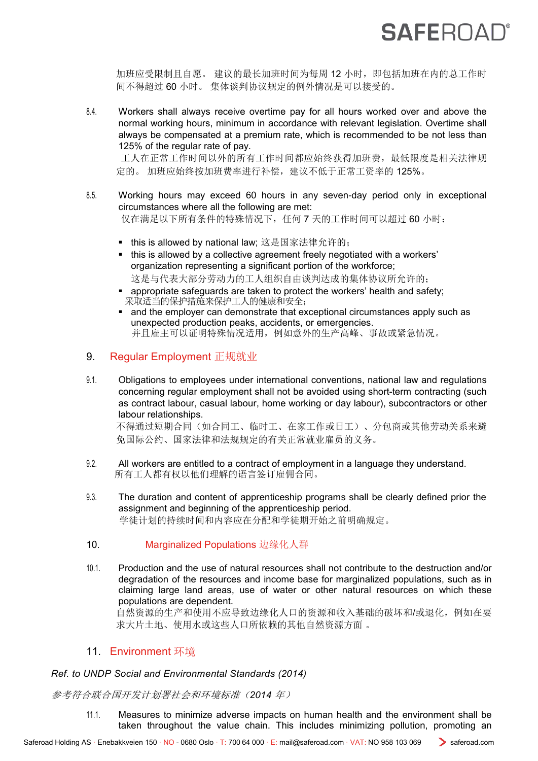加班应受限制且自愿。 建议的最长加班时间为每周 12 小时，即包括加班在内的总工作时间不得超过 60 小时。 集体谈判协议规定的例外情况是可以接受的。

8.4. Workers shall always receive overtime pay for all hours worked over and above the normal working hours, minimum in accordance with relevant legislation. Overtime shall always be compensated at a premium rate, which is recommended to be not less than 125% of the regular rate of pay.
工人在正常工作时间以外的所有工作时间都应始终获得加班费，最低限度是相关法律规定的。 加班应始终按加班费率进行补偿，建议不低于正常工资率的 125%。

8.5. Working hours may exceed 60 hours in any seven-day period only in exceptional circumstances where all the following are met:
仅在满足以下所有条件的特殊情况下，任何 7 天的工作时间可以超过 60 小时：

- this is allowed by national law; 这是国家法律允许的；
- this is allowed by a collective agreement freely negotiated with a workers' organization representing a significant portion of the workforce;
  这是与代表大部分劳动力的工人组织自由谈判达成的集体协议所允许的；
- appropriate safeguards are taken to protect the workers' health and safety;
  采取适当的保护措施来保护工人的健康和安全；
- and the employer can demonstrate that exceptional circumstances apply such as unexpected production peaks, accidents, or emergencies.
  并且雇主可以证明特殊情况适用，例如意外的生产高峰、事故或紧急情况。

## 9. Regular Employment 正规就业

9.1. Obligations to employees under international conventions, national law and regulations concerning regular employment shall not be avoided using short-term contracting (such as contract labour, casual labour, home working or day labour), subcontractors or other labour relationships.
不得通过短期合同（如合同工、临时工、在家工作或日工）、分包商或其他劳动关系来避免国际公约、国家法律和法规规定的有关正常就业雇员的义务。

9.2. All workers are entitled to a contract of employment in a language they understand.
所有工人都有权以他们理解的语言签订雇佣合同。

9.3. The duration and content of apprenticeship programs shall be clearly defined prior the assignment and beginning of the apprenticeship period.
学徒计划的持续时间和内容应在分配和学徒期开始之前明确规定。

## 10. Marginalized Populations 边缘化人群

10.1. Production and the use of natural resources shall not contribute to the destruction and/or degradation of the resources and income base for marginalized populations, such as in claiming large land areas, use of water or other natural resources on which these populations are dependent.
自然资源的生产和使用不应导致边缘化人口的资源和收入基础的破坏和/或退化，例如在要求大片土地、使用水或这些人口所依赖的其他自然资源方面 。

## 11. Environment 环境

*Ref. to UNDP Social and Environmental Standards (2014)*

*参考符合联合国开发计划署社会和环境标准（2014 年）*

11.1. Measures to minimize adverse impacts on human health and the environment shall be taken throughout the value chain. This includes minimizing pollution, promoting an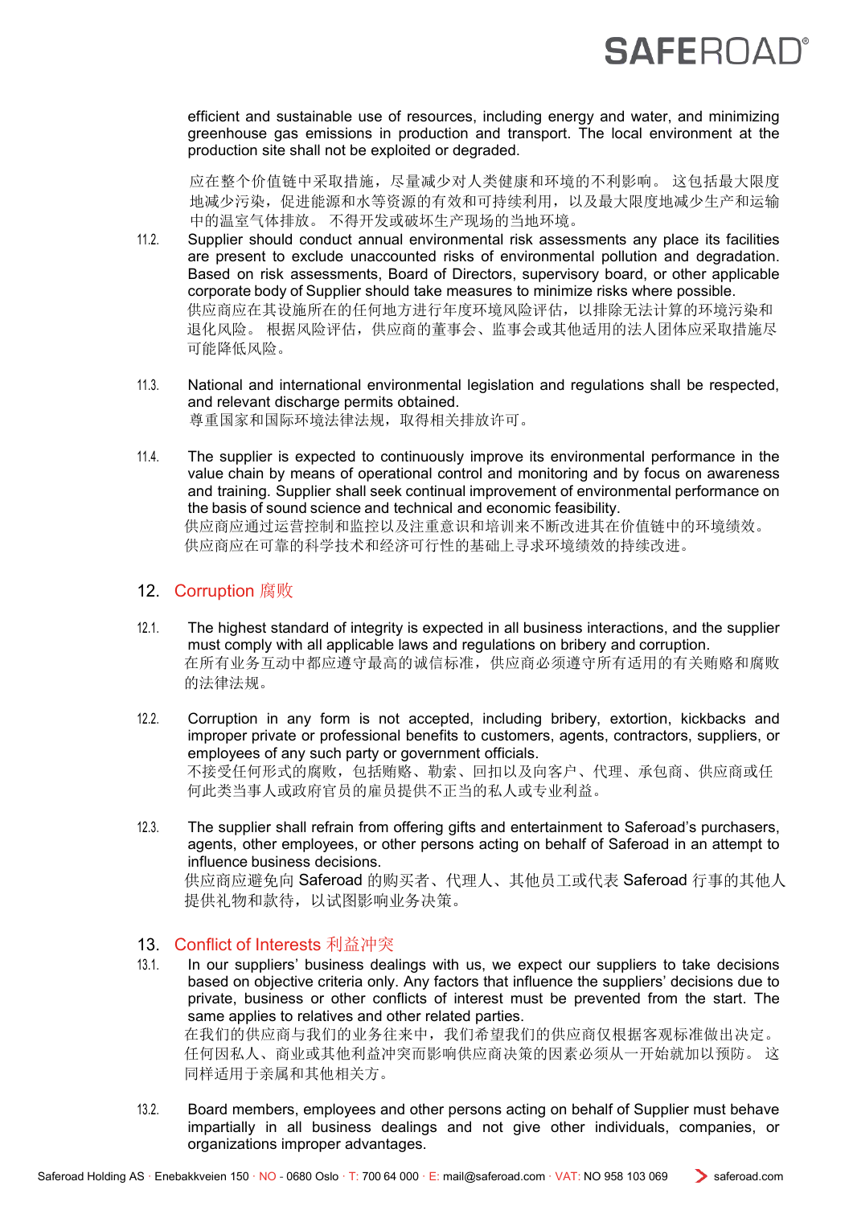efficient and sustainable use of resources, including energy and water, and minimizing greenhouse gas emissions in production and transport. The local environment at the production site shall not be exploited or degraded.

应在整个价值链中采取措施，尽量减少对人类健康和环境的不利影响。 这包括最大限度地减少污染，促进能源和水等资源的有效和可持续利用，以及最大限度地减少生产和运输中的温室气体排放。 不得开发或破坏生产现场的当地环境。

11.2. Supplier should conduct annual environmental risk assessments any place its facilities are present to exclude unaccounted risks of environmental pollution and degradation. Based on risk assessments, Board of Directors, supervisory board, or other applicable corporate body of Supplier should take measures to minimize risks where possible.
供应商应在其设施所在的任何地方进行年度环境风险评估，以排除无法计算的环境污染和退化风险。 根据风险评估，供应商的董事会、监事会或其他适用的法人团体应采取措施尽可能降低风险。

11.3. National and international environmental legislation and regulations shall be respected, and relevant discharge permits obtained.
尊重国家和国际环境法律法规，取得相关排放许可。

11.4. The supplier is expected to continuously improve its environmental performance in the value chain by means of operational control and monitoring and by focus on awareness and training. Supplier shall seek continual improvement of environmental performance on the basis of sound science and technical and economic feasibility.
供应商应通过运营控制和监控以及注重意识和培训来不断改进其在价值链中的环境绩效。 供应商应在可靠的科学技术和经济可行性的基础上寻求环境绩效的持续改进。

## 12. Corruption 腐败

12.1. The highest standard of integrity is expected in all business interactions, and the supplier must comply with all applicable laws and regulations on bribery and corruption.
在所有业务互动中都应遵守最高的诚信标准，供应商必须遵守所有适用的有关贿赂和腐败的法律法规。

12.2. Corruption in any form is not accepted, including bribery, extortion, kickbacks and improper private or professional benefits to customers, agents, contractors, suppliers, or employees of any such party or government officials.
不接受任何形式的腐败，包括贿赂、勒索、回扣以及向客户、代理、承包商、供应商或任何此类当事人或政府官员的雇员提供不正当的私人或专业利益。

12.3. The supplier shall refrain from offering gifts and entertainment to Saferoad's purchasers, agents, other employees, or other persons acting on behalf of Saferoad in an attempt to influence business decisions.
供应商应避免向 Saferoad 的购买者、代理人、其他员工或代表 Saferoad 行事的其他人提供礼物和款待，以试图影响业务决策。

## 13. Conflict of Interests 利益冲突

13.1. In our suppliers' business dealings with us, we expect our suppliers to take decisions based on objective criteria only. Any factors that influence the suppliers' decisions due to private, business or other conflicts of interest must be prevented from the start. The same applies to relatives and other related parties.
在我们的供应商与我们的业务往来中，我们希望我们的供应商仅根据客观标准做出决定。 任何因私人、商业或其他利益冲突而影响供应商决策的因素必须从一开始就加以预防。 这同样适用于亲属和其他相关方。

13.2. Board members, employees and other persons acting on behalf of Supplier must behave impartially in all business dealings and not give other individuals, companies, or organizations improper advantages.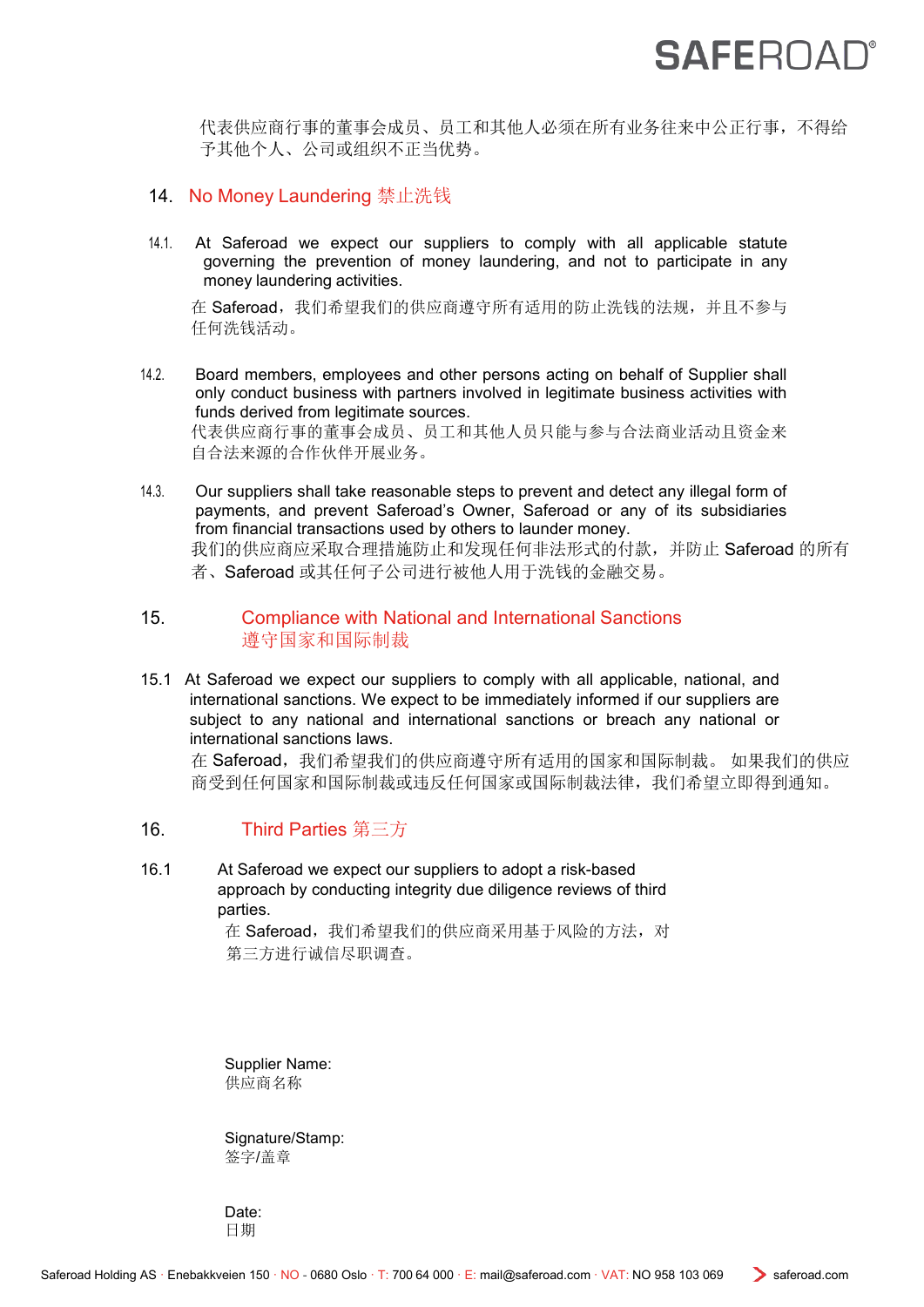代表供应商行事的董事会成员、员工和其他人必须在所有业务往来中公正行事，不得给予其他个人、公司或组织不正当优势。

## 14. No Money Laundering 禁止洗钱

14.1. At Saferoad we expect our suppliers to comply with all applicable statute governing the prevention of money laundering, and not to participate in any money laundering activities.

在 Saferoad，我们希望我们的供应商遵守所有适用的防止洗钱的法规，并且不参与任何洗钱活动。

14.2. Board members, employees and other persons acting on behalf of Supplier shall only conduct business with partners involved in legitimate business activities with funds derived from legitimate sources.
代表供应商行事的董事会成员、员工和其他人员只能与参与合法商业活动且资金来自合法来源的合作伙伴开展业务。

14.3. Our suppliers shall take reasonable steps to prevent and detect any illegal form of payments, and prevent Saferoad's Owner, Saferoad or any of its subsidiaries from financial transactions used by others to launder money.
我们的供应商应采取合理措施防止和发现任何非法形式的付款，并防止 Saferoad 的所有者、Saferoad 或其任何子公司进行被他人用于洗钱的金融交易。

## 15. Compliance with National and International Sanctions 遵守国家和国际制裁

15.1 At Saferoad we expect our suppliers to comply with all applicable, national, and international sanctions. We expect to be immediately informed if our suppliers are subject to any national and international sanctions or breach any national or international sanctions laws.
在 Saferoad，我们希望我们的供应商遵守所有适用的国家和国际制裁。 如果我们的供应商受到任何国家和国际制裁或违反任何国家或国际制裁法律，我们希望立即得到通知。

## 16. Third Parties 第三方

16.1 At Saferoad we expect our suppliers to adopt a risk-based approach by conducting integrity due diligence reviews of third parties.
在 Saferoad，我们希望我们的供应商采用基于风险的方法，对第三方进行诚信尽职调查。

Supplier Name:
供应商名称

Signature/Stamp:
签字/盖章

Date:
日期

Saferoad Holding AS · Enebakkveien 150 · NO - 0680 Oslo · T: 700 64 000 · E: mail@saferoad.com · VAT: NO 958 103 069 saferoad.com